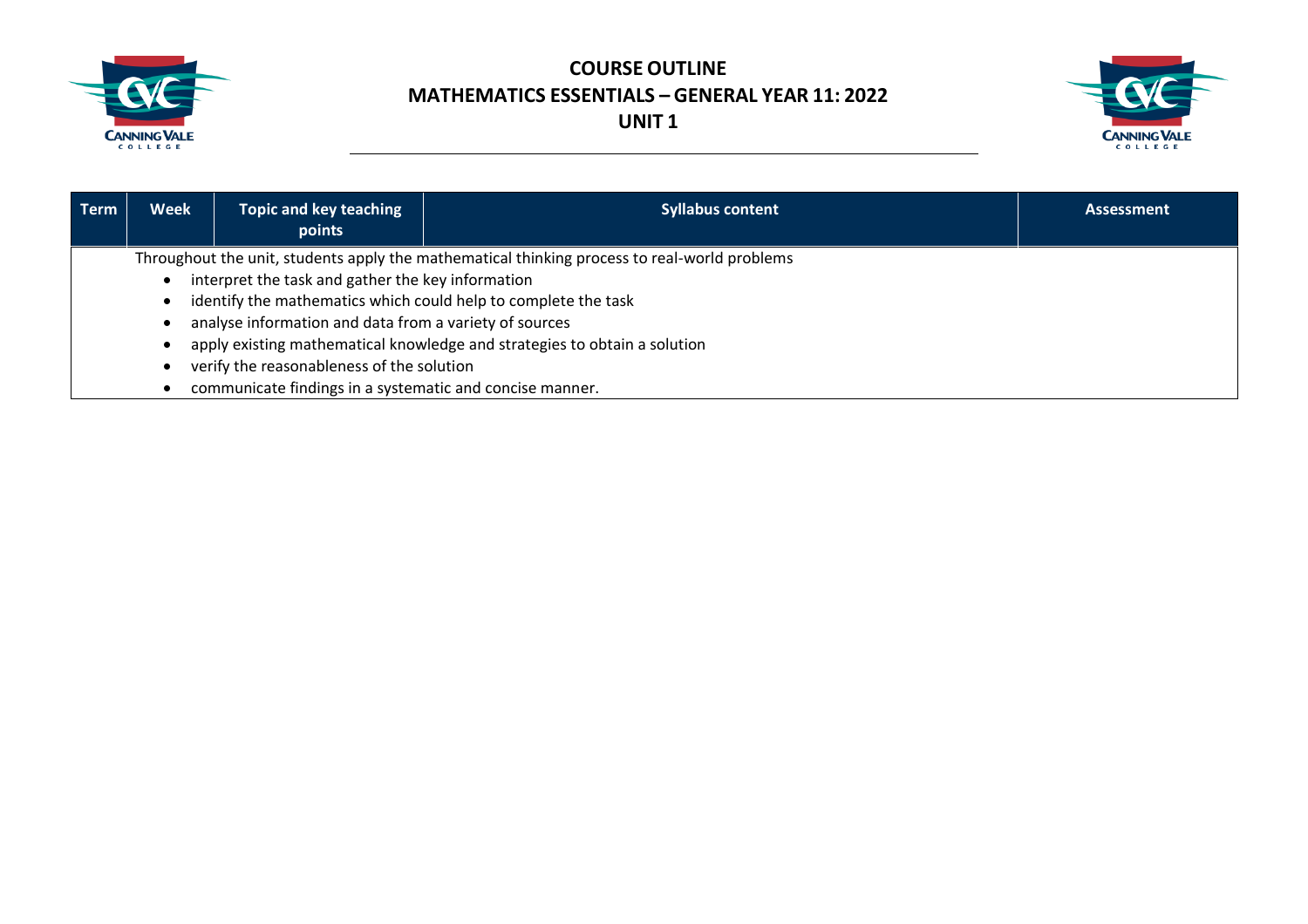# COURSE OUTLINE
# MATHEMATICS ESSENTIALS – GENERAL YEAR 11: 2022
# UNIT 1

| Term | Week | Topic and key teaching points | Syllabus content | Assessment |
| --- | --- | --- | --- | --- |
| Throughout the unit, students apply the mathematical thinking process to real-world problems<br>• interpret the task and gather the key information<br>• identify the mathematics which could help to complete the task<br>• analyse information and data from a variety of sources<br>• apply existing mathematical knowledge and strategies to obtain a solution<br>• verify the reasonableness of the solution<br>• communicate findings in a systematic and concise manner. | | | | |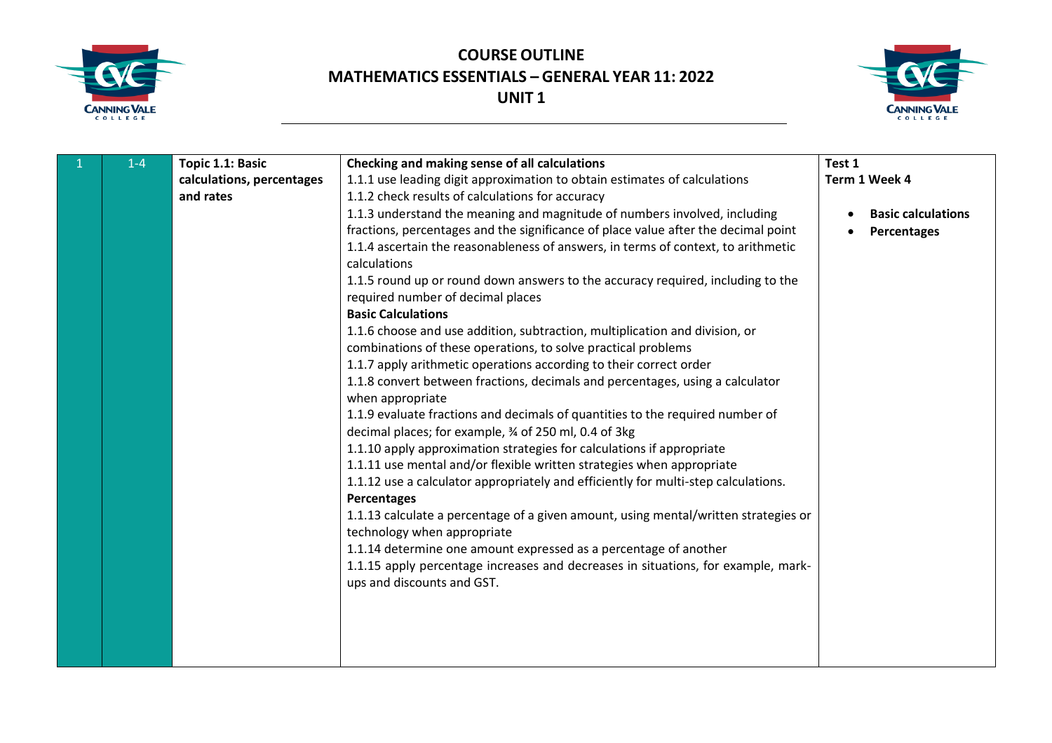# COURSE OUTLINE
## MATHEMATICS ESSENTIALS – GENERAL YEAR 11: 2022
## UNIT 1

| | | | | |
|---|---|---|---|---|
| 1 | 1-4 | **Topic 1.1: Basic calculations, percentages and rates** | **Checking and making sense of all calculations**<br>1.1.1 use leading digit approximation to obtain estimates of calculations<br>1.1.2 check results of calculations for accuracy<br>1.1.3 understand the meaning and magnitude of numbers involved, including fractions, percentages and the significance of place value after the decimal point<br>1.1.4 ascertain the reasonableness of answers, in terms of context, to arithmetic calculations<br>1.1.5 round up or round down answers to the accuracy required, including to the required number of decimal places<br>**Basic Calculations**<br>1.1.6 choose and use addition, subtraction, multiplication and division, or combinations of these operations, to solve practical problems<br>1.1.7 apply arithmetic operations according to their correct order<br>1.1.8 convert between fractions, decimals and percentages, using a calculator when appropriate<br>1.1.9 evaluate fractions and decimals of quantities to the required number of decimal places; for example, ¾ of 250 ml, 0.4 of 3kg<br>1.1.10 apply approximation strategies for calculations if appropriate<br>1.1.11 use mental and/or flexible written strategies when appropriate<br>1.1.12 use a calculator appropriately and efficiently for multi-step calculations.<br>**Percentages**<br>1.1.13 calculate a percentage of a given amount, using mental/written strategies or technology when appropriate<br>1.1.14 determine one amount expressed as a percentage of another<br>1.1.15 apply percentage increases and decreases in situations, for example, mark-ups and discounts and GST. | **Test 1**<br>**Term 1 Week 4**<br>• **Basic calculations**<br>• **Percentages** |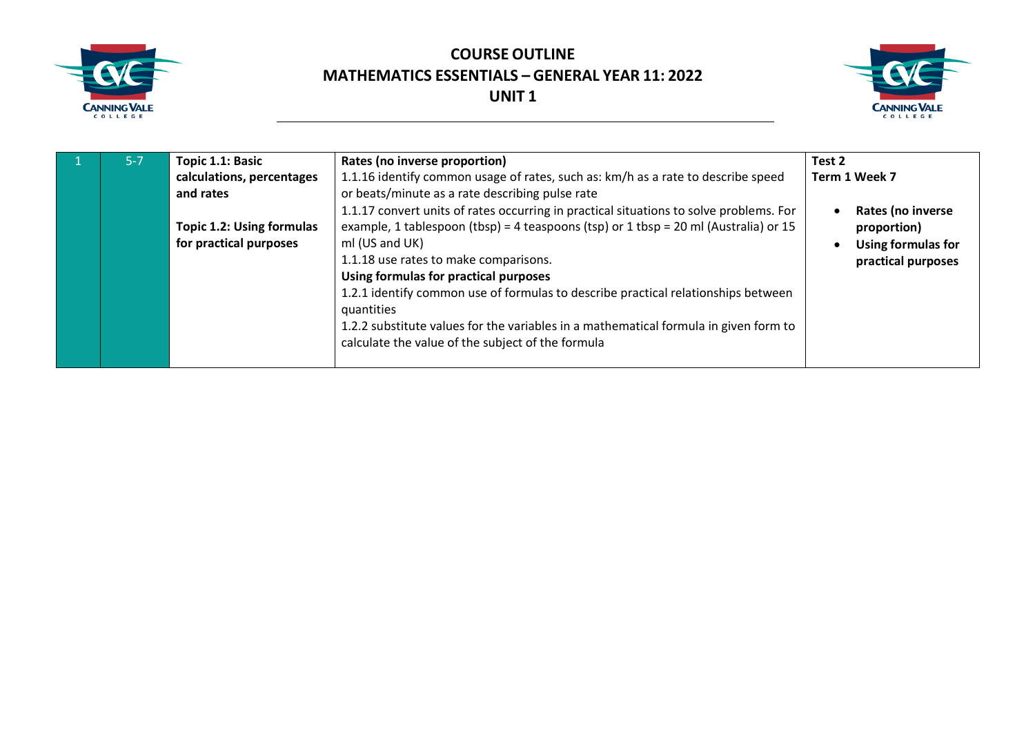# COURSE OUTLINE
## MATHEMATICS ESSENTIALS – GENERAL YEAR 11: 2022
## UNIT 1

| | | | | |
|---|---|---|---|---|
| 1 | 5-7 | **Topic 1.1: Basic calculations, percentages and rates**<br><br>**Topic 1.2: Using formulas for practical purposes** | **Rates (no inverse proportion)**<br>1.1.16 identify common usage of rates, such as: km/h as a rate to describe speed or beats/minute as a rate describing pulse rate<br>1.1.17 convert units of rates occurring in practical situations to solve problems. For example, 1 tablespoon (tbsp) = 4 teaspoons (tsp) or 1 tbsp = 20 ml (Australia) or 15 ml (US and UK)<br>1.1.18 use rates to make comparisons.<br>**Using formulas for practical purposes**<br>1.2.1 identify common use of formulas to describe practical relationships between quantities<br>1.2.2 substitute values for the variables in a mathematical formula in given form to calculate the value of the subject of the formula | **Test 2**<br>**Term 1 Week 7**<br><br>• **Rates (no inverse proportion)**<br>• **Using formulas for practical purposes** |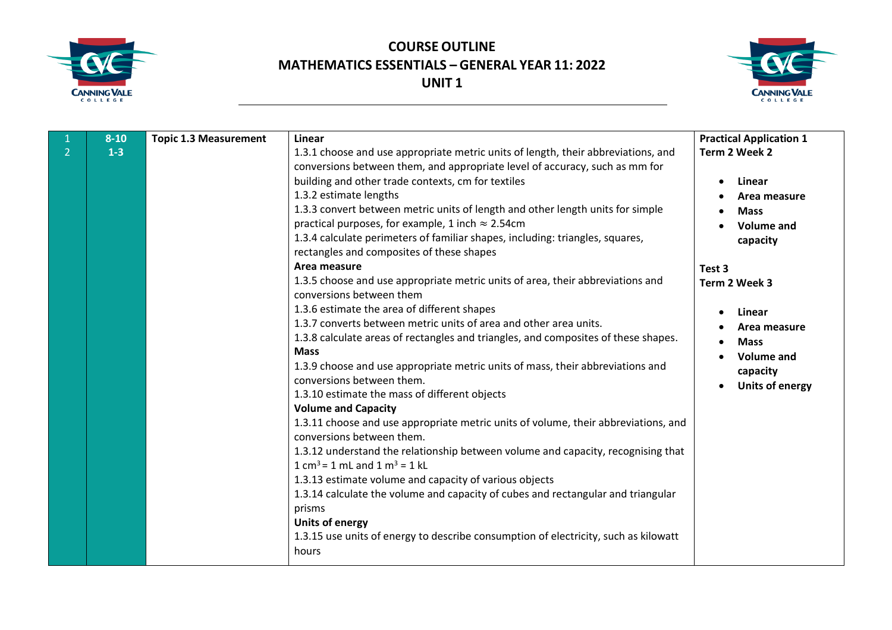# COURSE OUTLINE
# MATHEMATICS ESSENTIALS – GENERAL YEAR 11: 2022
# UNIT 1

| | | | | |
|---|---|---|---|---|
| 1<br>2 | 8-10<br>1-3 | **Topic 1.3 Measurement** | **Linear**<br>1.3.1 choose and use appropriate metric units of length, their abbreviations, and conversions between them, and appropriate level of accuracy, such as mm for building and other trade contexts, cm for textiles<br>1.3.2 estimate lengths<br>1.3.3 convert between metric units of length and other length units for simple practical purposes, for example, 1 inch $\approx$ 2.54cm<br>1.3.4 calculate perimeters of familiar shapes, including: triangles, squares, rectangles and composites of these shapes<br>**Area measure**<br>1.3.5 choose and use appropriate metric units of area, their abbreviations and conversions between them<br>1.3.6 estimate the area of different shapes<br>1.3.7 converts between metric units of area and other area units.<br>1.3.8 calculate areas of rectangles and triangles, and composites of these shapes.<br>**Mass**<br>1.3.9 choose and use appropriate metric units of mass, their abbreviations and conversions between them.<br>1.3.10 estimate the mass of different objects<br>**Volume and Capacity**<br>1.3.11 choose and use appropriate metric units of volume, their abbreviations, and conversions between them.<br>1.3.12 understand the relationship between volume and capacity, recognising that 1 $cm^3$ = 1 mL and 1 $m^3$ = 1 kL<br>1.3.13 estimate volume and capacity of various objects<br>1.3.14 calculate the volume and capacity of cubes and rectangular and triangular prisms<br>**Units of energy**<br>1.3.15 use units of energy to describe consumption of electricity, such as kilowatt hours | **Practical Application 1**<br>**Term 2 Week 2**<br>• **Linear**<br>• **Area measure**<br>• **Mass**<br>• **Volume and capacity**<br><br>**Test 3**<br>**Term 2 Week 3**<br>• **Linear**<br>• **Area measure**<br>• **Mass**<br>• **Volume and capacity**<br>• **Units of energy** |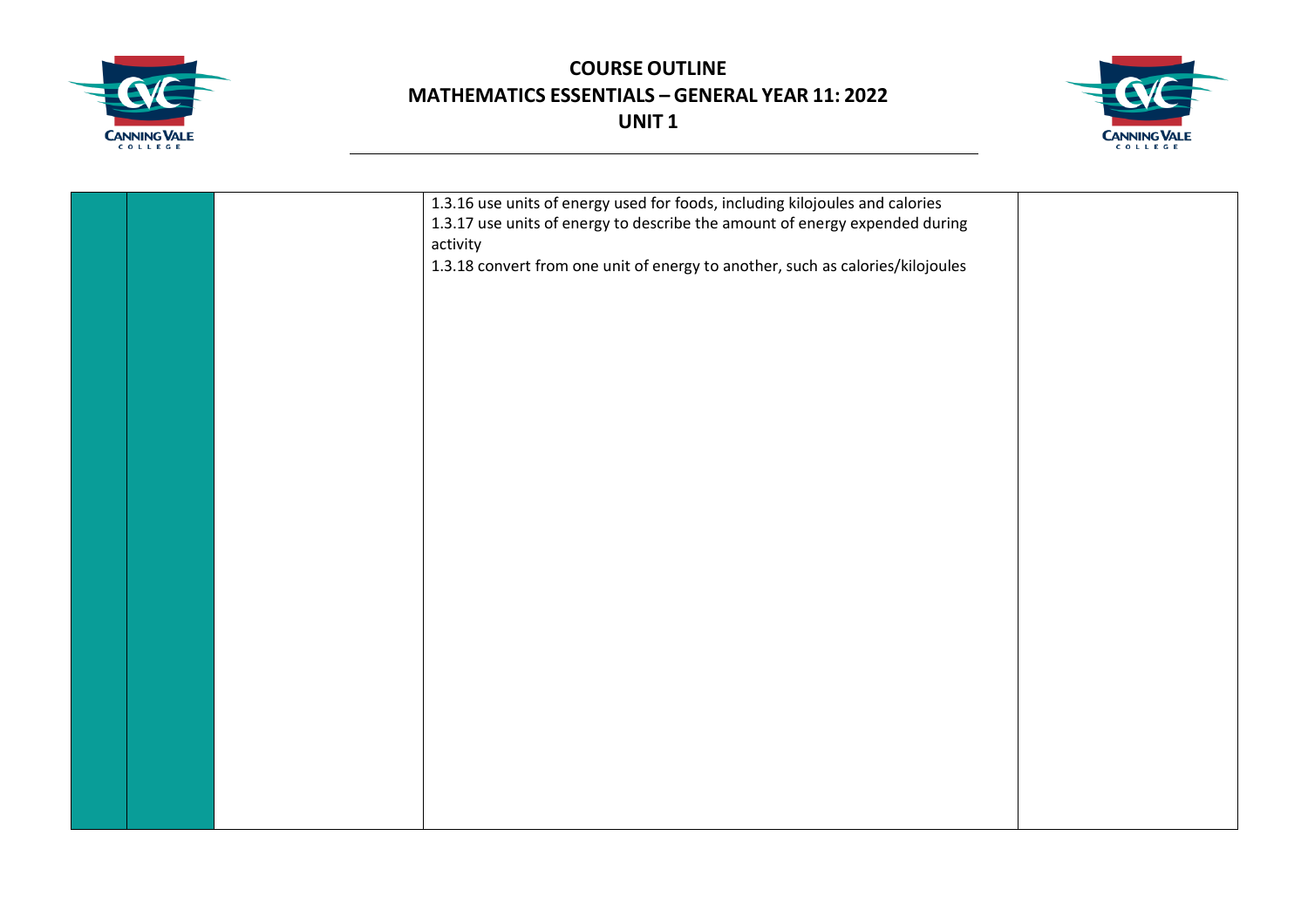| | | | | |
|---|---|---|---|---|
| | | | 1.3.16 use units of energy used for foods, including kilojoules and calories<br>1.3.17 use units of energy to describe the amount of energy expended during activity<br>1.3.18 convert from one unit of energy to another, such as calories/kilojoules | |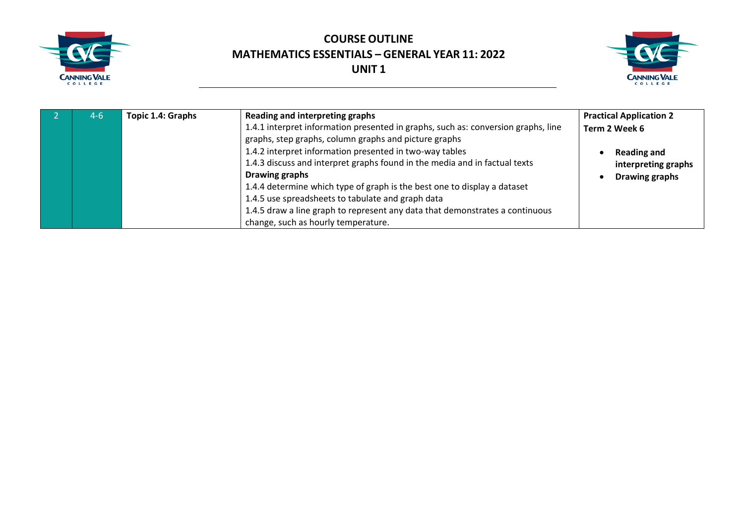# COURSE OUTLINE
# MATHEMATICS ESSENTIALS – GENERAL YEAR 11: 2022
# UNIT 1

| | | | | |
|---|---|---|---|---|
| 2 | 4-6 | **Topic 1.4: Graphs** | **Reading and interpreting graphs**<br>1.4.1 interpret information presented in graphs, such as: conversion graphs, line graphs, step graphs, column graphs and picture graphs<br>1.4.2 interpret information presented in two-way tables<br>1.4.3 discuss and interpret graphs found in the media and in factual texts<br>**Drawing graphs**<br>1.4.4 determine which type of graph is the best one to display a dataset<br>1.4.5 use spreadsheets to tabulate and graph data<br>1.4.5 draw a line graph to represent any data that demonstrates a continuous change, such as hourly temperature. | **Practical Application 2**<br>**Term 2 Week 6**<br>• **Reading and interpreting graphs**<br>• **Drawing graphs** |